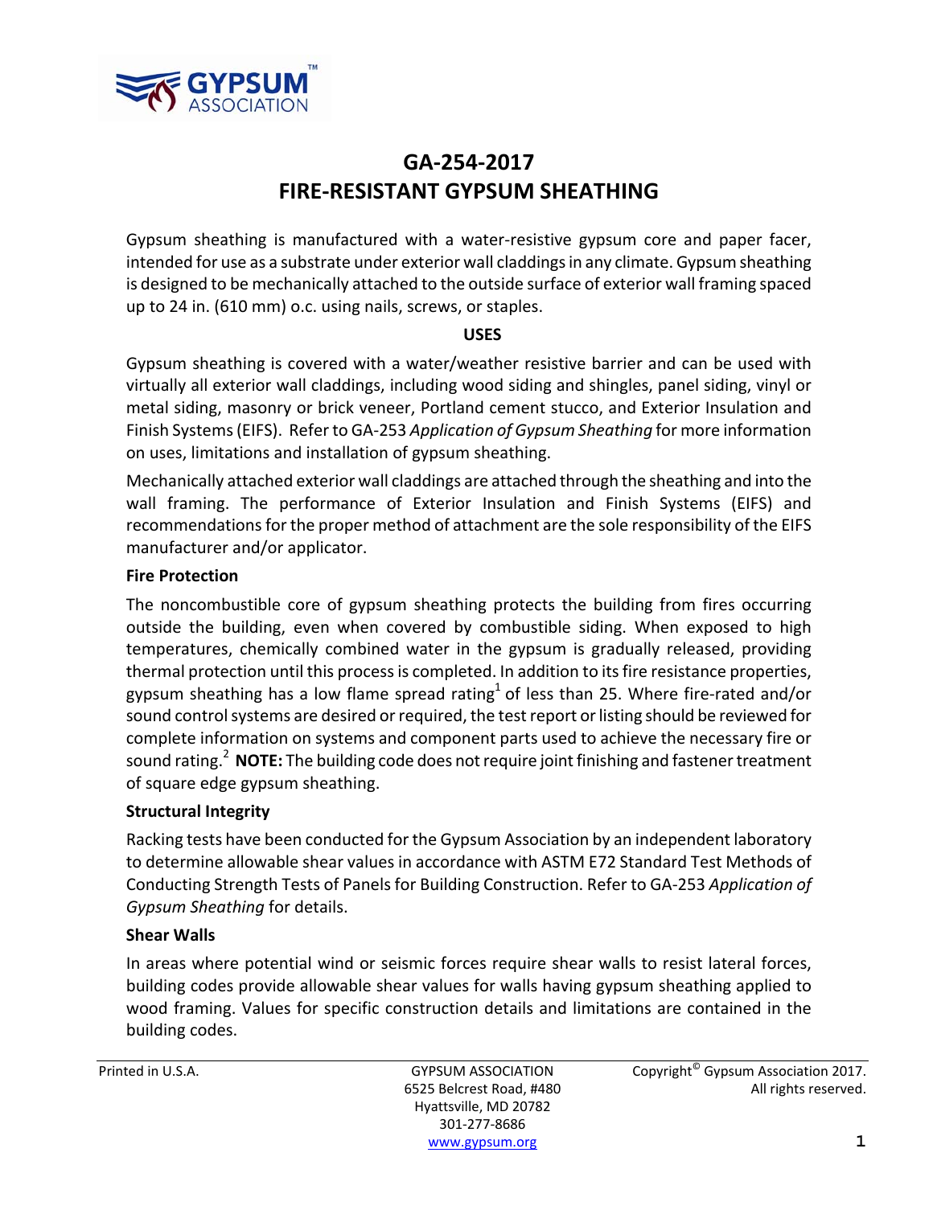# GA-254-2017
# FIRE-RESISTANT GYPSUM SHEATHING

Gypsum sheathing is manufactured with a water-resistive gypsum core and paper facer, intended for use as a substrate under exterior wall claddings in any climate. Gypsum sheathing is designed to be mechanically attached to the outside surface of exterior wall framing spaced up to 24 in. (610 mm) o.c. using nails, screws, or staples.

## USES

Gypsum sheathing is covered with a water/weather resistive barrier and can be used with virtually all exterior wall claddings, including wood siding and shingles, panel siding, vinyl or metal siding, masonry or brick veneer, Portland cement stucco, and Exterior Insulation and Finish Systems (EIFS). Refer to GA-253 *Application of Gypsum Sheathing* for more information on uses, limitations and installation of gypsum sheathing.

Mechanically attached exterior wall claddings are attached through the sheathing and into the wall framing. The performance of Exterior Insulation and Finish Systems (EIFS) and recommendations for the proper method of attachment are the sole responsibility of the EIFS manufacturer and/or applicator.

### Fire Protection

The noncombustible core of gypsum sheathing protects the building from fires occurring outside the building, even when covered by combustible siding. When exposed to high temperatures, chemically combined water in the gypsum is gradually released, providing thermal protection until this process is completed. In addition to its fire resistance properties, gypsum sheathing has a low flame spread rating[1] of less than 25. Where fire-rated and/or sound control systems are desired or required, the test report or listing should be reviewed for complete information on systems and component parts used to achieve the necessary fire or sound rating.[2] **NOTE:** The building code does not require joint finishing and fastener treatment of square edge gypsum sheathing.

### Structural Integrity

Racking tests have been conducted for the Gypsum Association by an independent laboratory to determine allowable shear values in accordance with ASTM E72 Standard Test Methods of Conducting Strength Tests of Panels for Building Construction. Refer to GA-253 *Application of Gypsum Sheathing* for details.

### Shear Walls

In areas where potential wind or seismic forces require shear walls to resist lateral forces, building codes provide allowable shear values for walls having gypsum sheathing applied to wood framing. Values for specific construction details and limitations are contained in the building codes.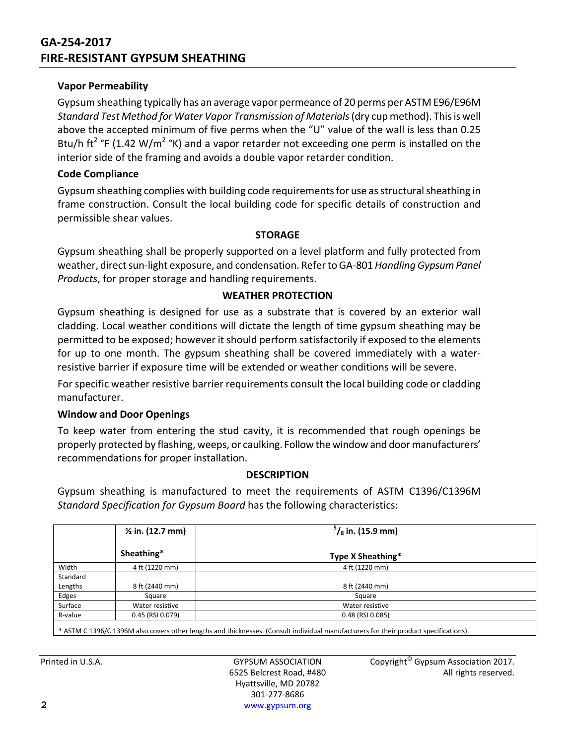### Vapor Permeability

Gypsum sheathing typically has an average vapor permeance of 20 perms per ASTM E96/E96M *Standard Test Method for Water Vapor Transmission of Materials* (dry cup method). This is well above the accepted minimum of five perms when the "U" value of the wall is less than 0.25 Btu/h $ft^2$ °F (1.42 $W/m^2$ °K) and a vapor retarder not exceeding one perm is installed on the interior side of the framing and avoids a double vapor retarder condition.

### Code Compliance

Gypsum sheathing complies with building code requirements for use as structural sheathing in frame construction. Consult the local building code for specific details of construction and permissible shear values.

## STORAGE

Gypsum sheathing shall be properly supported on a level platform and fully protected from weather, direct sun-light exposure, and condensation. Refer to GA-801 *Handling Gypsum Panel Products*, for proper storage and handling requirements.

## WEATHER PROTECTION

Gypsum sheathing is designed for use as a substrate that is covered by an exterior wall cladding. Local weather conditions will dictate the length of time gypsum sheathing may be permitted to be exposed; however it should perform satisfactorily if exposed to the elements for up to one month. The gypsum sheathing shall be covered immediately with a water-resistive barrier if exposure time will be extended or weather conditions will be severe.

For specific weather resistive barrier requirements consult the local building code or cladding manufacturer.

### Window and Door Openings

To keep water from entering the stud cavity, it is recommended that rough openings be properly protected by flashing, weeps, or caulking. Follow the window and door manufacturers' recommendations for proper installation.

## DESCRIPTION

Gypsum sheathing is manufactured to meet the requirements of ASTM C1396/C1396M *Standard Specification for Gypsum Board* has the following characteristics:

| | **½ in. (12.7 mm) Sheathing*** | **5/8 in. (15.9 mm) Type X Sheathing*** |
|---|---|---|
| Width | 4 ft (1220 mm) | 4 ft (1220 mm) |
| Standard Lengths | 8 ft (2440 mm) | 8 ft (2440 mm) |
| Edges | Square | Square |
| Surface | Water resistive | Water resistive |
| R-value | 0.45 (RSI 0.079) | 0.48 (RSI 0.085) |

\* ASTM C 1396/C 1396M also covers other lengths and thicknesses. (Consult individual manufacturers for their product specifications).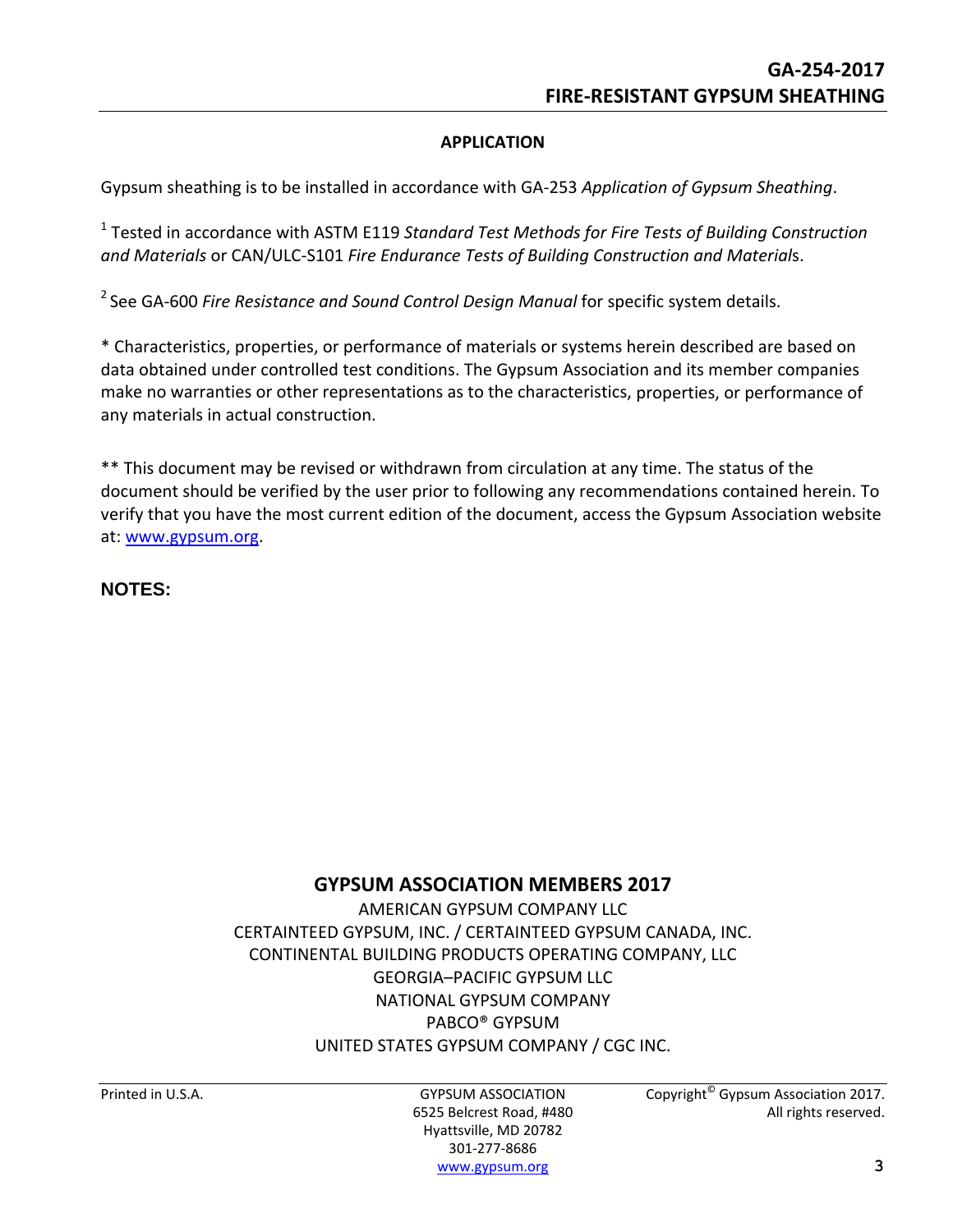## APPLICATION

Gypsum sheathing is to be installed in accordance with GA-253 *Application of Gypsum Sheathing*.

[1] Tested in accordance with ASTM E119 *Standard Test Methods for Fire Tests of Building Construction and Materials* or CAN/ULC-S101 *Fire Endurance Tests of Building Construction and Material*s.

[2] See GA-600 *Fire Resistance and Sound Control Design Manual* for specific system details.

* Characteristics, properties, or performance of materials or systems herein described are based on data obtained under controlled test conditions. The Gypsum Association and its member companies make no warranties or other representations as to the characteristics, properties, or performance of any materials in actual construction.

** This document may be revised or withdrawn from circulation at any time. The status of the document should be verified by the user prior to following any recommendations contained herein. To verify that you have the most current edition of the document, access the Gypsum Association website at: www.gypsum.org.

**NOTES:**

## GYPSUM ASSOCIATION MEMBERS 2017

AMERICAN GYPSUM COMPANY LLC
CERTAINTEED GYPSUM, INC. / CERTAINTEED GYPSUM CANADA, INC.
CONTINENTAL BUILDING PRODUCTS OPERATING COMPANY, LLC
GEORGIA–PACIFIC GYPSUM LLC
NATIONAL GYPSUM COMPANY
PABCO® GYPSUM
UNITED STATES GYPSUM COMPANY / CGC INC.

Printed in U.S.A.

GYPSUM ASSOCIATION
6525 Belcrest Road, #480
Hyattsville, MD 20782
301-277-8686
www.gypsum.org

Copyright© Gypsum Association 2017.
All rights reserved.